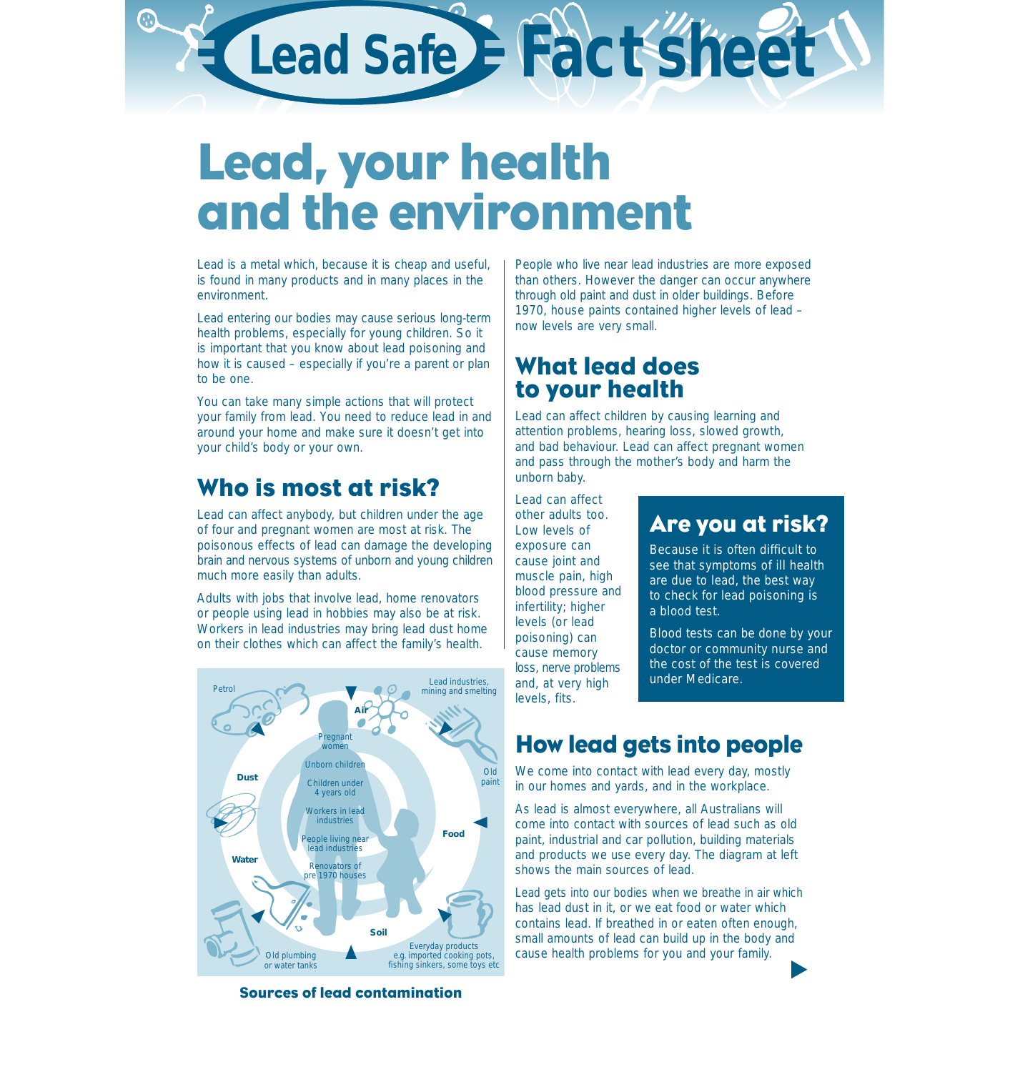# Lead Safe Fact sheet

# Lead, your health and the environment

Lead is a metal which, because it is cheap and useful, is found in many products and in many places in the environment.

Lead entering our bodies may cause serious long-term health problems, especially for young children. So it is important that you know about lead poisoning and how it is caused – especially if you're a parent or plan to be one.

You can take many simple actions that will protect your family from lead. You need to reduce lead in and around your home and make sure it doesn't get into your child's body or your own.

## Who is most at risk?

Lead can affect anybody, but children under the age of four and pregnant women are most at risk. The poisonous effects of lead can damage the developing brain and nervous systems of unborn and young children much more easily than adults.

Adults with jobs that involve lead, home renovators or people using lead in hobbies may also be at risk. Workers in lead industries may bring lead dust home on their clothes which can affect the family's health.

Petrol | Air | Lead industries, mining and smelting | Old paint | Food | Everyday products e.g. imported cooking pots, fishing sinkers, some toys etc | Soil | Old plumbing or water tanks | Water | Dust

Pregnant women | Unborn children | Children under 4 years old | Workers in lead industries | People living near lead industries | Renovators of pre 1970 houses

**Sources of lead contamination**

People who live near lead industries are more exposed than others. However the danger can occur anywhere through old paint and dust in older buildings. Before 1970, house paints contained higher levels of lead – now levels are very small.

## What lead does to your health

Lead can affect children by causing learning and attention problems, hearing loss, slowed growth, and bad behaviour. Lead can affect pregnant women and pass through the mother's body and harm the unborn baby.

Lead can affect other adults too. Low levels of exposure can cause joint and muscle pain, high blood pressure and infertility; higher levels (or lead poisoning) can cause memory loss, nerve problems and, at very high levels, fits.

## Are you at risk?

Because it is often difficult to see that symptoms of ill health are due to lead, the best way to check for lead poisoning is a blood test.

Blood tests can be done by your doctor or community nurse and the cost of the test is covered under Medicare.

## How lead gets into people

We come into contact with lead every day, mostly in our homes and yards, and in the workplace.

As lead is almost everywhere, all Australians will come into contact with sources of lead such as old paint, industrial and car pollution, building materials and products we use every day. The diagram at left shows the main sources of lead.

Lead gets into our bodies when we breathe in air which has lead dust in it, or we eat food or water which contains lead. If breathed in or eaten often enough, small amounts of lead can build up in the body and cause health problems for you and your family.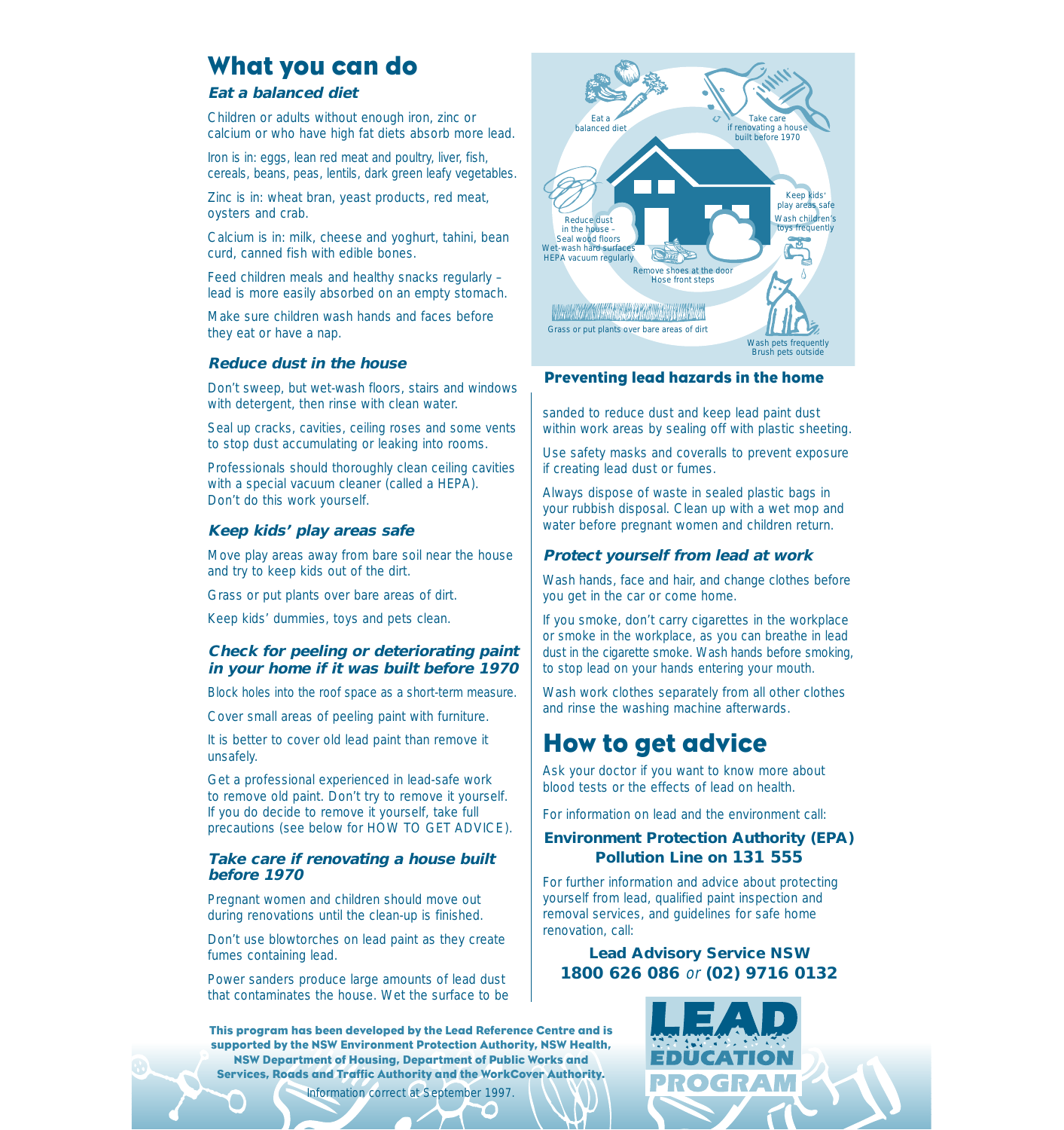# What you can do

### *Eat a balanced diet*

Children or adults without enough iron, zinc or calcium or who have high fat diets absorb more lead.

Iron is in: eggs, lean red meat and poultry, liver, fish, cereals, beans, peas, lentils, dark green leafy vegetables.

Zinc is in: wheat bran, yeast products, red meat, oysters and crab.

Calcium is in: milk, cheese and yoghurt, tahini, bean curd, canned fish with edible bones.

Feed children meals and healthy snacks regularly – lead is more easily absorbed on an empty stomach.

Make sure children wash hands and faces before they eat or have a nap.

### *Reduce dust in the house*

Don't sweep, but wet-wash floors, stairs and windows with detergent, then rinse with clean water.

Seal up cracks, cavities, ceiling roses and some vents to stop dust accumulating or leaking into rooms.

Professionals should thoroughly clean ceiling cavities with a special vacuum cleaner (called a HEPA). Don't do this work yourself.

### *Keep kids' play areas safe*

Move play areas away from bare soil near the house and try to keep kids out of the dirt.

Grass or put plants over bare areas of dirt.

Keep kids' dummies, toys and pets clean.

### *Check for peeling or deteriorating paint in your home if it was built before 1970*

Block holes into the roof space as a short-term measure.

Cover small areas of peeling paint with furniture.

It is better to cover old lead paint than remove it unsafely.

Get a professional experienced in lead-safe work to remove old paint. Don't try to remove it yourself. If you do decide to remove it yourself, take full precautions (see below for HOW TO GET ADVICE).

### *Take care if renovating a house built before 1970*

Pregnant women and children should move out during renovations until the clean-up is finished.

Don't use blowtorches on lead paint as they create fumes containing lead.

Power sanders produce large amounts of lead dust that contaminates the house. Wet the surface to be sanded to reduce dust and keep lead paint dust within work areas by sealing off with plastic sheeting.

Use safety masks and coveralls to prevent exposure if creating lead dust or fumes.

Always dispose of waste in sealed plastic bags in your rubbish disposal. Clean up with a wet mop and water before pregnant women and children return.

Eat a balanced diet

Take care if renovating a house built before 1970

Reduce dust in the house – Seal wood floors Wet-wash hard surfaces HEPA vacuum regularly

Keep kids' play areas safe Wash children's toys frequently

Remove shoes at the door Hose front steps

Grass or put plants over bare areas of dirt

Wash pets frequently Brush pets outside

**Preventing lead hazards in the home**

### *Protect yourself from lead at work*

Wash hands, face and hair, and change clothes before you get in the car or come home.

If you smoke, don't carry cigarettes in the workplace or smoke in the workplace, as you can breathe in lead dust in the cigarette smoke. Wash hands before smoking, to stop lead on your hands entering your mouth.

Wash work clothes separately from all other clothes and rinse the washing machine afterwards.

# How to get advice

Ask your doctor if you want to know more about blood tests or the effects of lead on health.

For information on lead and the environment call:

**Environment Protection Authority (EPA) Pollution Line on 131 555**

For further information and advice about protecting yourself from lead, qualified paint inspection and removal services, and guidelines for safe home renovation, call:

**Lead Advisory Service NSW 1800 626 086** *or* **(02) 9716 0132**

LEAD EDUCATION PROGRAM

**This program has been developed by the Lead Reference Centre and is supported by the NSW Environment Protection Authority, NSW Health, NSW Department of Housing, Department of Public Works and Services, Roads and Traffic Authority and the WorkCover Authority.**

Information correct at September 1997.